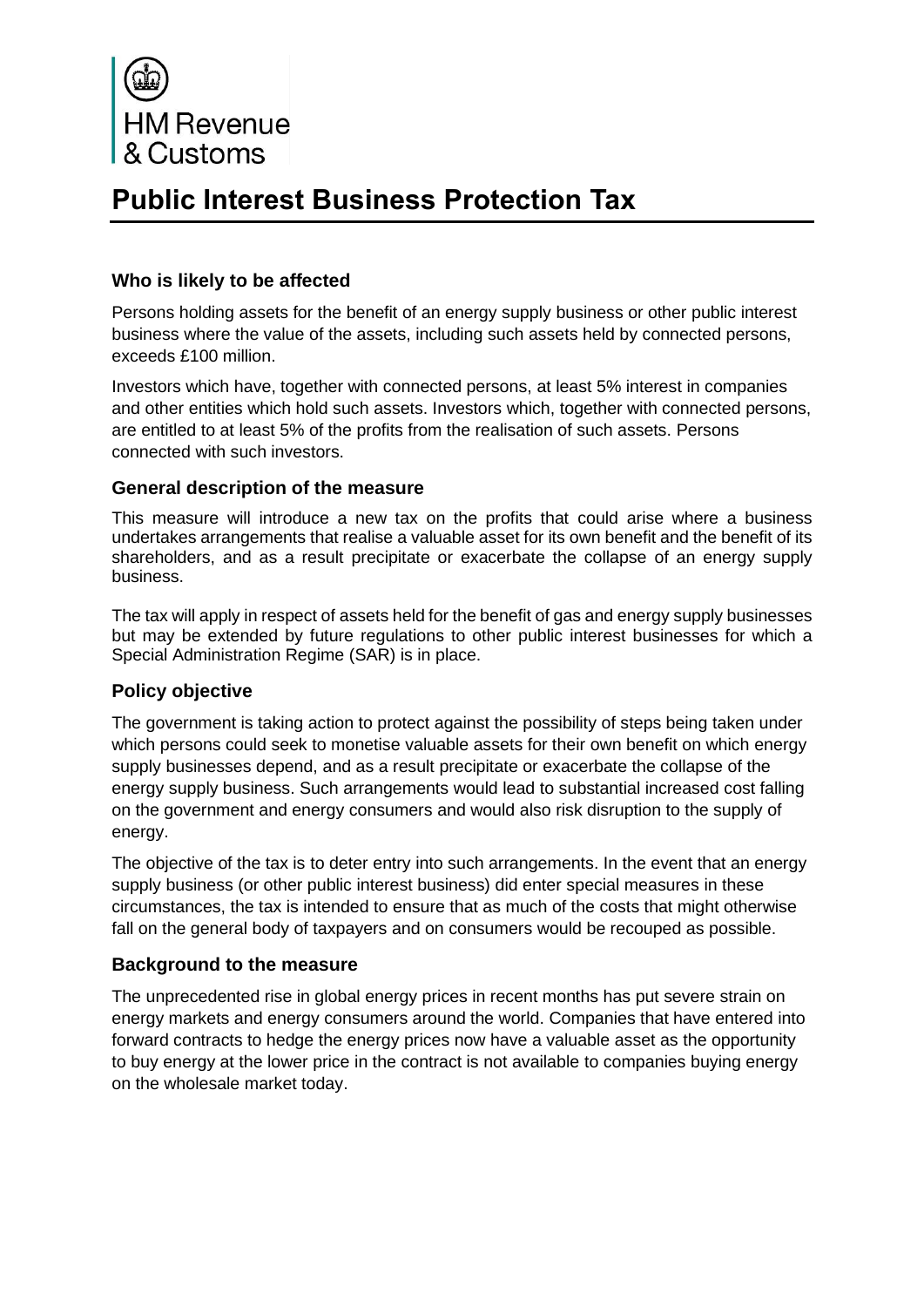HM Revenue
& Customs

# Public Interest Business Protection Tax

### Who is likely to be affected

Persons holding assets for the benefit of an energy supply business or other public interest business where the value of the assets, including such assets held by connected persons, exceeds £100 million.

Investors which have, together with connected persons, at least 5% interest in companies and other entities which hold such assets. Investors which, together with connected persons, are entitled to at least 5% of the profits from the realisation of such assets. Persons connected with such investors.

### General description of the measure

This measure will introduce a new tax on the profits that could arise where a business undertakes arrangements that realise a valuable asset for its own benefit and the benefit of its shareholders, and as a result precipitate or exacerbate the collapse of an energy supply business.

The tax will apply in respect of assets held for the benefit of gas and energy supply businesses but may be extended by future regulations to other public interest businesses for which a Special Administration Regime (SAR) is in place.

### Policy objective

The government is taking action to protect against the possibility of steps being taken under which persons could seek to monetise valuable assets for their own benefit on which energy supply businesses depend, and as a result precipitate or exacerbate the collapse of the energy supply business. Such arrangements would lead to substantial increased cost falling on the government and energy consumers and would also risk disruption to the supply of energy.

The objective of the tax is to deter entry into such arrangements. In the event that an energy supply business (or other public interest business) did enter special measures in these circumstances, the tax is intended to ensure that as much of the costs that might otherwise fall on the general body of taxpayers and on consumers would be recouped as possible.

### Background to the measure

The unprecedented rise in global energy prices in recent months has put severe strain on energy markets and energy consumers around the world. Companies that have entered into forward contracts to hedge the energy prices now have a valuable asset as the opportunity to buy energy at the lower price in the contract is not available to companies buying energy on the wholesale market today.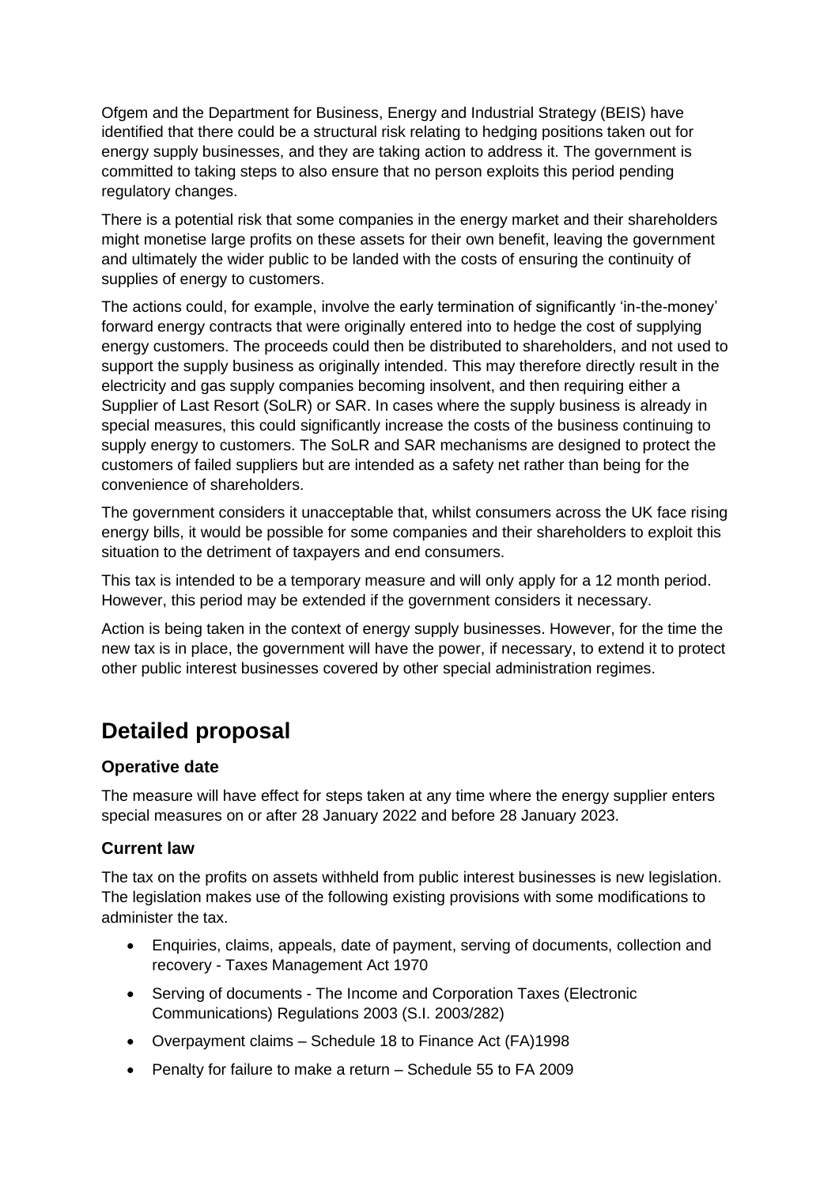Ofgem and the Department for Business, Energy and Industrial Strategy (BEIS) have identified that there could be a structural risk relating to hedging positions taken out for energy supply businesses, and they are taking action to address it. The government is committed to taking steps to also ensure that no person exploits this period pending regulatory changes.

There is a potential risk that some companies in the energy market and their shareholders might monetise large profits on these assets for their own benefit, leaving the government and ultimately the wider public to be landed with the costs of ensuring the continuity of supplies of energy to customers.

The actions could, for example, involve the early termination of significantly 'in-the-money' forward energy contracts that were originally entered into to hedge the cost of supplying energy customers. The proceeds could then be distributed to shareholders, and not used to support the supply business as originally intended. This may therefore directly result in the electricity and gas supply companies becoming insolvent, and then requiring either a Supplier of Last Resort (SoLR) or SAR. In cases where the supply business is already in special measures, this could significantly increase the costs of the business continuing to supply energy to customers. The SoLR and SAR mechanisms are designed to protect the customers of failed suppliers but are intended as a safety net rather than being for the convenience of shareholders.

The government considers it unacceptable that, whilst consumers across the UK face rising energy bills, it would be possible for some companies and their shareholders to exploit this situation to the detriment of taxpayers and end consumers.

This tax is intended to be a temporary measure and will only apply for a 12 month period. However, this period may be extended if the government considers it necessary.

Action is being taken in the context of energy supply businesses. However, for the time the new tax is in place, the government will have the power, if necessary, to extend it to protect other public interest businesses covered by other special administration regimes.

# Detailed proposal

### Operative date

The measure will have effect for steps taken at any time where the energy supplier enters special measures on or after 28 January 2022 and before 28 January 2023.

### Current law

The tax on the profits on assets withheld from public interest businesses is new legislation. The legislation makes use of the following existing provisions with some modifications to administer the tax.

- Enquiries, claims, appeals, date of payment, serving of documents, collection and recovery - Taxes Management Act 1970
- Serving of documents - The Income and Corporation Taxes (Electronic Communications) Regulations 2003 (S.I. 2003/282)
- Overpayment claims – Schedule 18 to Finance Act (FA)1998
- Penalty for failure to make a return – Schedule 55 to FA 2009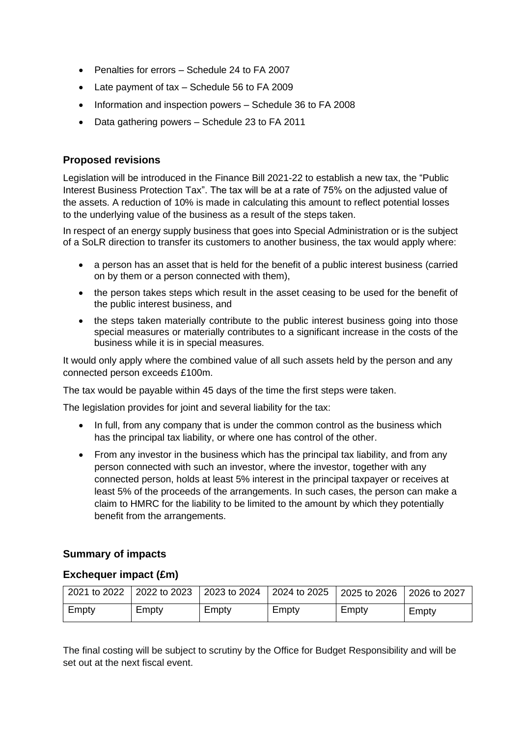- Penalties for errors – Schedule 24 to FA 2007
- Late payment of tax – Schedule 56 to FA 2009
- Information and inspection powers – Schedule 36 to FA 2008
- Data gathering powers – Schedule 23 to FA 2011

### Proposed revisions

Legislation will be introduced in the Finance Bill 2021-22 to establish a new tax, the "Public Interest Business Protection Tax". The tax will be at a rate of 75% on the adjusted value of the assets. A reduction of 10% is made in calculating this amount to reflect potential losses to the underlying value of the business as a result of the steps taken.

In respect of an energy supply business that goes into Special Administration or is the subject of a SoLR direction to transfer its customers to another business, the tax would apply where:

- a person has an asset that is held for the benefit of a public interest business (carried on by them or a person connected with them),
- the person takes steps which result in the asset ceasing to be used for the benefit of the public interest business, and
- the steps taken materially contribute to the public interest business going into those special measures or materially contributes to a significant increase in the costs of the business while it is in special measures.

It would only apply where the combined value of all such assets held by the person and any connected person exceeds £100m.

The tax would be payable within 45 days of the time the first steps were taken.

The legislation provides for joint and several liability for the tax:

- In full, from any company that is under the common control as the business which has the principal tax liability, or where one has control of the other.
- From any investor in the business which has the principal tax liability, and from any person connected with such an investor, where the investor, together with any connected person, holds at least 5% interest in the principal taxpayer or receives at least 5% of the proceeds of the arrangements. In such cases, the person can make a claim to HMRC for the liability to be limited to the amount by which they potentially benefit from the arrangements.

### Summary of impacts

### Exchequer impact (£m)

| 2021 to 2022 | 2022 to 2023 | 2023 to 2024 | 2024 to 2025 | 2025 to 2026 | 2026 to 2027 |
|---|---|---|---|---|---|
| Empty | Empty | Empty | Empty | Empty | Empty |

The final costing will be subject to scrutiny by the Office for Budget Responsibility and will be set out at the next fiscal event.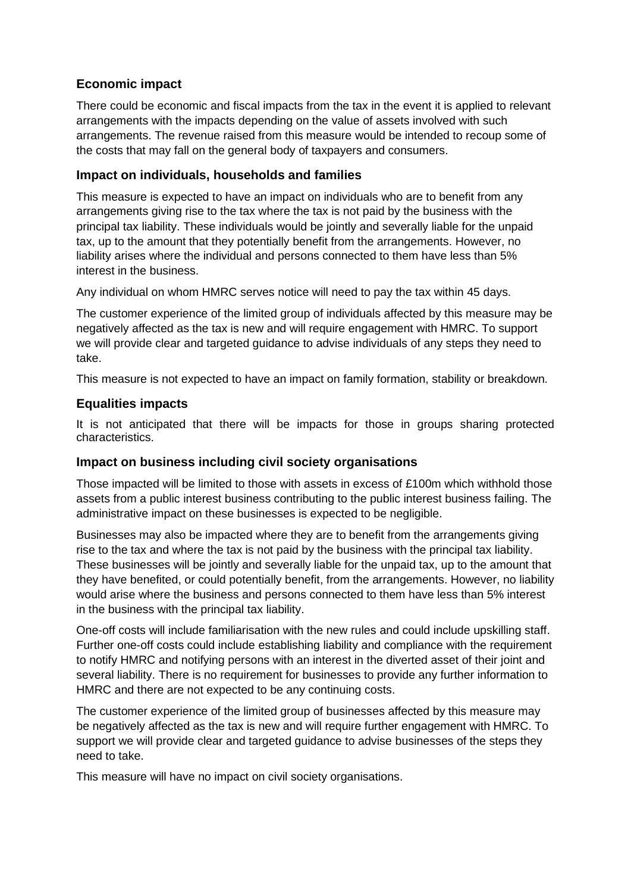### Economic impact

There could be economic and fiscal impacts from the tax in the event it is applied to relevant arrangements with the impacts depending on the value of assets involved with such arrangements. The revenue raised from this measure would be intended to recoup some of the costs that may fall on the general body of taxpayers and consumers.

### Impact on individuals, households and families

This measure is expected to have an impact on individuals who are to benefit from any arrangements giving rise to the tax where the tax is not paid by the business with the principal tax liability. These individuals would be jointly and severally liable for the unpaid tax, up to the amount that they potentially benefit from the arrangements. However, no liability arises where the individual and persons connected to them have less than 5% interest in the business.

Any individual on whom HMRC serves notice will need to pay the tax within 45 days.

The customer experience of the limited group of individuals affected by this measure may be negatively affected as the tax is new and will require engagement with HMRC. To support we will provide clear and targeted guidance to advise individuals of any steps they need to take.

This measure is not expected to have an impact on family formation, stability or breakdown.

### Equalities impacts

It is not anticipated that there will be impacts for those in groups sharing protected characteristics.

### Impact on business including civil society organisations

Those impacted will be limited to those with assets in excess of £100m which withhold those assets from a public interest business contributing to the public interest business failing. The administrative impact on these businesses is expected to be negligible.

Businesses may also be impacted where they are to benefit from the arrangements giving rise to the tax and where the tax is not paid by the business with the principal tax liability. These businesses will be jointly and severally liable for the unpaid tax, up to the amount that they have benefited, or could potentially benefit, from the arrangements. However, no liability would arise where the business and persons connected to them have less than 5% interest in the business with the principal tax liability.

One-off costs will include familiarisation with the new rules and could include upskilling staff. Further one-off costs could include establishing liability and compliance with the requirement to notify HMRC and notifying persons with an interest in the diverted asset of their joint and several liability. There is no requirement for businesses to provide any further information to HMRC and there are not expected to be any continuing costs.

The customer experience of the limited group of businesses affected by this measure may be negatively affected as the tax is new and will require further engagement with HMRC. To support we will provide clear and targeted guidance to advise businesses of the steps they need to take.

This measure will have no impact on civil society organisations.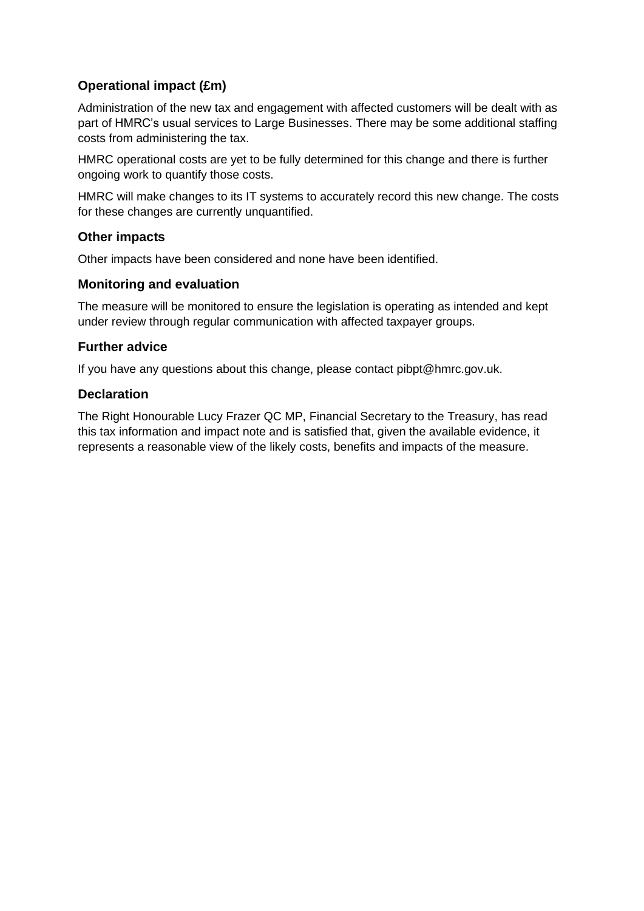### Operational impact (£m)

Administration of the new tax and engagement with affected customers will be dealt with as part of HMRC's usual services to Large Businesses. There may be some additional staffing costs from administering the tax.

HMRC operational costs are yet to be fully determined for this change and there is further ongoing work to quantify those costs.

HMRC will make changes to its IT systems to accurately record this new change. The costs for these changes are currently unquantified.

### Other impacts

Other impacts have been considered and none have been identified.

### Monitoring and evaluation

The measure will be monitored to ensure the legislation is operating as intended and kept under review through regular communication with affected taxpayer groups.

### Further advice

If you have any questions about this change, please contact pibpt@hmrc.gov.uk.

### Declaration

The Right Honourable Lucy Frazer QC MP, Financial Secretary to the Treasury, has read this tax information and impact note and is satisfied that, given the available evidence, it represents a reasonable view of the likely costs, benefits and impacts of the measure.